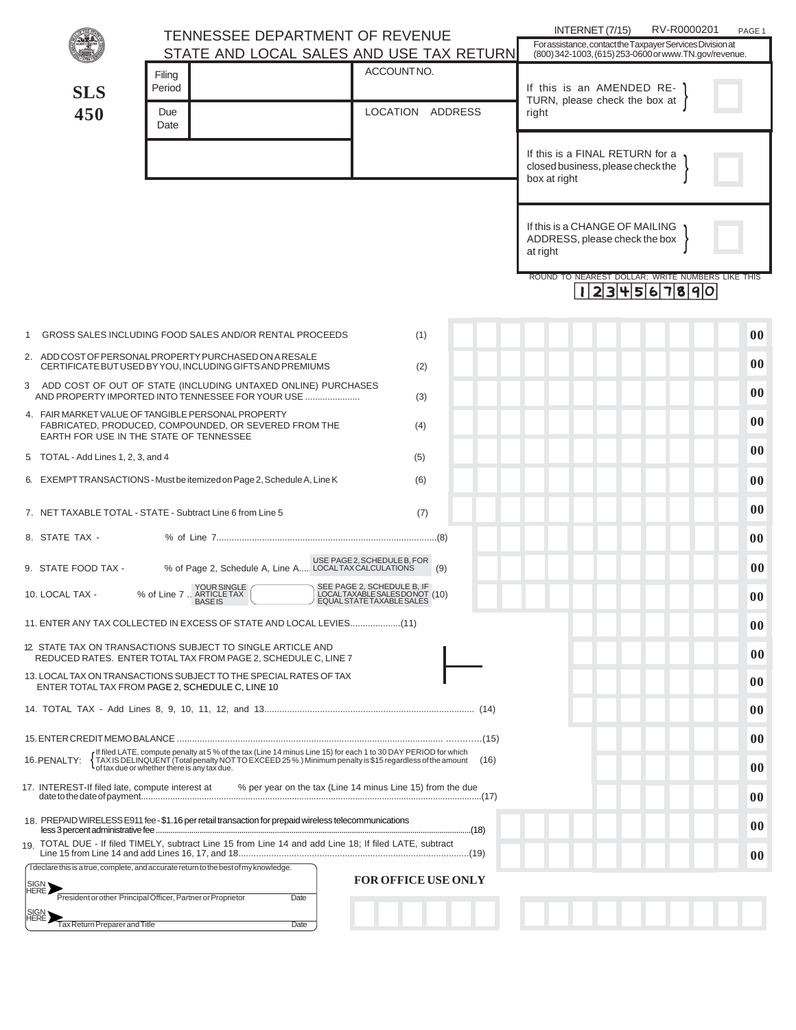# TENNESSEE DEPARTMENT OF REVENUE
## STATE AND LOCAL SALES AND USE TAX RETURN

INTERNET (7/15) RV-R0000201

**SLS 450**

For assistance, contact the Taxpayer Services Division at (800) 342-1003, (615) 253-0600 or www.TN.gov/revenue.

| Filing Period | | ACCOUNT NO. |
|---|---|---|
| Due Date | | LOCATION ADDRESS |

If this is an AMENDED RETURN, please check the box at right ☐

If this is a FINAL RETURN for a closed business, please check the box at right ☐

If this is a CHANGE OF MAILING ADDRESS, please check the box at right ☐

ROUND TO NEAREST DOLLAR; WRITE NUMBERS LIKE THIS 1 2 3 4 5 6 7 8 9 0

| Line | Description | Amount |
|---|---|---|
| 1 | GROSS SALES INCLUDING FOOD SALES AND/OR RENTAL PROCEEDS (1) | .00 |
| 2 | ADD COST OF PERSONAL PROPERTY PURCHASED ON A RESALE CERTIFICATE BUT USED BY YOU, INCLUDING GIFTS AND PREMIUMS (2) | .00 |
| 3 | ADD COST OF OUT OF STATE (INCLUDING UNTAXED ONLINE) PURCHASES AND PROPERTY IMPORTED INTO TENNESSEE FOR YOUR USE ...................... (3) | .00 |
| 4 | FAIR MARKET VALUE OF TANGIBLE PERSONAL PROPERTY FABRICATED, PRODUCED, COMPOUNDED, OR SEVERED FROM THE EARTH FOR USE IN THE STATE OF TENNESSEE (4) | .00 |
| 5 | TOTAL - Add Lines 1, 2, 3, and 4 (5) | .00 |
| 6 | EXEMPT TRANSACTIONS - Must be itemized on Page 2, Schedule A, Line K (6) | .00 |
| 7 | NET TAXABLE TOTAL - STATE - Subtract Line 6 from Line 5 (7) | .00 |
| 8 | STATE TAX - ______ % of Line 7........................................(8) | .00 |
| 9 | STATE FOOD TAX - ______ % of Page 2, Schedule A, Line A.... USE PAGE 2, SCHEDULE B, FOR LOCAL TAX CALCULATIONS (9) | .00 |
| 10 | LOCAL TAX - ______ % of Line 7 .. YOUR SINGLE ARTICLE TAX BASE IS ______ SEE PAGE 2, SCHEDULE B, IF LOCAL TAXABLE SALES DO NOT EQUAL STATE TAXABLE SALES (10) | .00 |
| 11 | ENTER ANY TAX COLLECTED IN EXCESS OF STATE AND LOCAL LEVIES....................(11) | .00 |
| 12 | STATE TAX ON TRANSACTIONS SUBJECT TO SINGLE ARTICLE AND REDUCED RATES. ENTER TOTAL TAX FROM PAGE 2, SCHEDULE C, LINE 7 | .00 |
| 13 | LOCAL TAX ON TRANSACTIONS SUBJECT TO THE SPECIAL RATES OF TAX ENTER TOTAL TAX FROM PAGE 2, SCHEDULE C, LINE 10 | .00 |
| 14 | TOTAL TAX - Add Lines 8, 9, 10, 11, 12, and 13.................................... (14) | .00 |
| 15 | ENTER CREDIT MEMO BALANCE .........................................(15) | .00 |
| 16 | PENALTY: If filed LATE, compute penalty at 5 % of the tax (Line 14 minus Line 15) for each 1 to 30 DAY PERIOD for which TAX IS DELINQUENT (Total penalty NOT TO EXCEED 25 %.) Minimum penalty is $15 regardless of the amount of tax due or whether there is any tax due. (16) | .00 |
| 17 | INTEREST-If filed late, compute interest at ______ % per year on the tax (Line 14 minus Line 15) from the due date to the date of payment..........................(17) | .00 |
| 18 | PREPAID WIRELESS E911 fee - $1.16 per retail transaction for prepaid wireless telecommunications less 3 percent administrative fee ..........................(18) | .00 |
| 19 | TOTAL DUE - If filed TIMELY, subtract Line 15 from Line 14 and add Line 18; If filed LATE, subtract Line 15 from Line 14 and add Lines 16, 17, and 18..........................(19) | .00 |

I declare this is a true, complete, and accurate return to the best of my knowledge.

SIGN HERE ________________________ President or other Principal Officer, Partner or Proprietor ______ Date

SIGN HERE ________________________ Tax Return Preparer and Title ______ Date

**FOR OFFICE USE ONLY**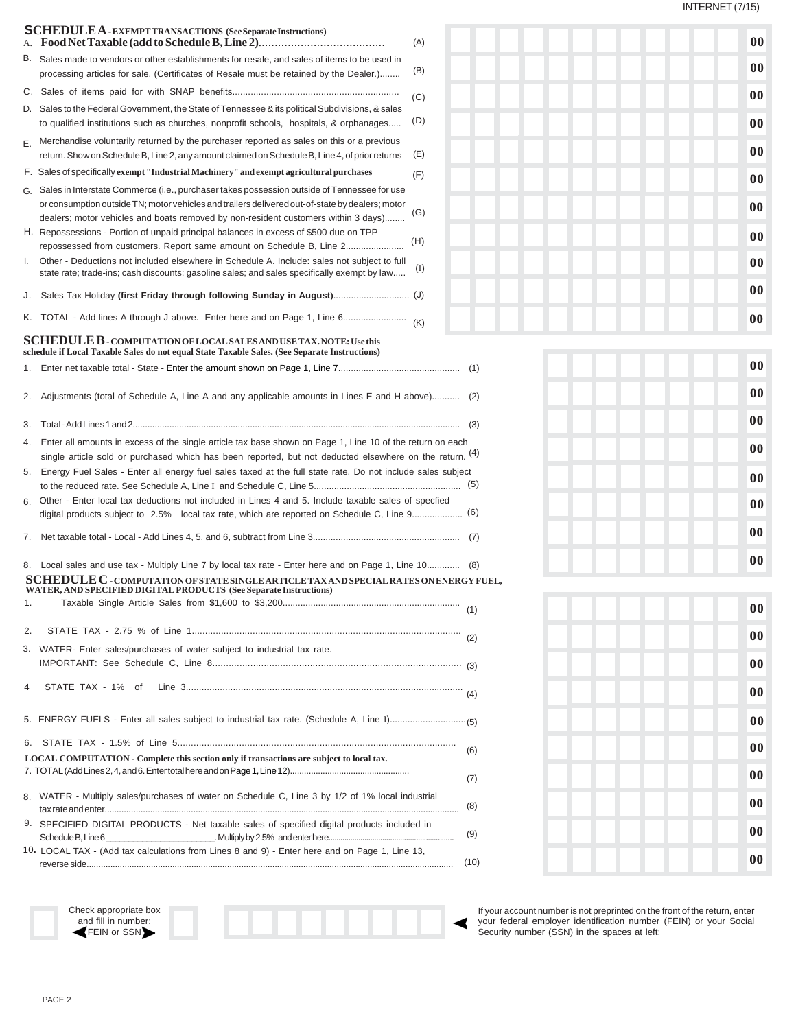INTERNET (7/15)

## SCHEDULE A - EXEMPT TRANSACTIONS (See Separate Instructions)

| | | |
|---|---|---|
| A. **Food Net Taxable (add to Schedule B, Line 2)**...................................... | (A) | 00 |
| B. Sales made to vendors or other establishments for resale, and sales of items to be used in processing articles for sale. (Certificates of Resale must be retained by the Dealer.)........ | (B) | 00 |
| C. Sales of items paid for with SNAP benefits................................................................ | (C) | 00 |
| D. Sales to the Federal Government, the State of Tennessee & its political Subdivisions, & sales to qualified institutions such as churches, nonprofit schools, hospitals, & orphanages..... | (D) | 00 |
| E. Merchandise voluntarily returned by the purchaser reported as sales on this or a previous return. Show on Schedule B, Line 2, any amount claimed on Schedule B, Line 4, of prior returns | (E) | 00 |
| F. Sales of specifically **exempt "Industrial Machinery" and exempt agricultural purchases** | (F) | 00 |
| G. Sales in Interstate Commerce (i.e., purchaser takes possession outside of Tennessee for use or consumption outside TN; motor vehicles and trailers delivered out-of-state by dealers; motor dealers; motor vehicles and boats removed by non-resident customers within 3 days)........ | (G) | 00 |
| H. Repossessions - Portion of unpaid principal balances in excess of $500 due on TPP repossessed from customers. Report same amount on Schedule B, Line 2....................... | (H) | 00 |
| I. Other - Deductions not included elsewhere in Schedule A. Include: sales not subject to full state rate; trade-ins; cash discounts; gasoline sales; and sales specifically exempt by law..... | (I) | 00 |
| J. Sales Tax Holiday **(first Friday through following Sunday in August)**............................ | (J) | 00 |
| K. TOTAL - Add lines A through J above. Enter here and on Page 1, Line 6......................... | (K) | 00 |

## SCHEDULE B - COMPUTATION OF LOCAL SALES AND USE TAX. NOTE: Use this schedule if Local Taxable Sales do not equal State Taxable Sales. (See Separate Instructions)

| | | |
|---|---|---|
| 1. Enter net taxable total - State - Enter the amount shown on Page 1, Line 7............................................... | (1) | 00 |
| 2. Adjustments (total of Schedule A, Line A and any applicable amounts in Lines E and H above)........... | (2) | 00 |
| 3. Total - Add Lines 1 and 2.................................................................................................................. | (3) | 00 |
| 4. Enter all amounts in excess of the single article tax base shown on Page 1, Line 10 of the return on each single article sold or purchased which has been reported, but not deducted elsewhere on the return. | (4) | 00 |
| 5. Energy Fuel Sales - Enter all energy fuel sales taxed at the full state rate. Do not include sales subject to the reduced rate. See Schedule A, Line I and Schedule C, Line 5.......................................................... | (5) | 00 |
| 6. Other - Enter local tax deductions not included in Lines 4 and 5. Include taxable sales of specfied digital products subject to 2.5% local tax rate, which are reported on Schedule C, Line 9................... | (6) | 00 |
| 7. Net taxable total - Local - Add Lines 4, 5, and 6, subtract from Line 3......................................................... | (7) | 00 |
| 8. Local sales and use tax - Multiply Line 7 by local tax rate - Enter here and on Page 1, Line 10............ | (8) | 00 |

## SCHEDULE C - COMPUTATION OF STATE SINGLE ARTICLE TAX AND SPECIAL RATES ON ENERGY FUEL, WATER, AND SPECIFIED DIGITAL PRODUCTS (See Separate Instructions)

| | | |
|---|---|---|
| 1. Taxable Single Article Sales from $1,600 to $3,200.................................................................... | (1) | 00 |
| 2. STATE TAX - 2.75 % of Line 1...................................................................................................... | (2) | 00 |
| 3. WATER- Enter sales/purchases of water subject to industrial tax rate. IMPORTANT: See Schedule C, Line 8............................................................................................ | (3) | 00 |
| 4 STATE TAX - 1% of Line 3.......................................................................................................... | (4) | 00 |
| 5. ENERGY FUELS - Enter all sales subject to industrial tax rate. (Schedule A, Line I).............................. | (5) | 00 |
| 6. STATE TAX - 1.5% of Line 5......................................................................................................... | (6) | 00 |
| **LOCAL COMPUTATION - Complete this section only if transactions are subject to local tax.** | | |
| 7. TOTAL (Add Lines 2, 4, and 6. Enter total here and on Page 1, Line 12)................................................... | (7) | 00 |
| 8. WATER - Multiply sales/purchases of water on Schedule C, Line 3 by 1/2 of 1% local industrial tax rate and enter...................................................................................................................................... | (8) | 00 |
| 9. SPECIFIED DIGITAL PRODUCTS - Net taxable sales of specified digital products included in Schedule B, Line 6 ______________________. Multiply by 2.5% and enter here.......................................................... | (9) | 00 |
| 10. LOCAL TAX - (Add tax calculations from Lines 8 and 9) - Enter here and on Page 1, Line 13, reverse side......................................................................................................................................... | (10) | 00 |

Check appropriate box and fill in number: FEIN or SSN

If your account number is not preprinted on the front of the return, enter your federal employer identification number (FEIN) or your Social Security number (SSN) in the spaces at left: